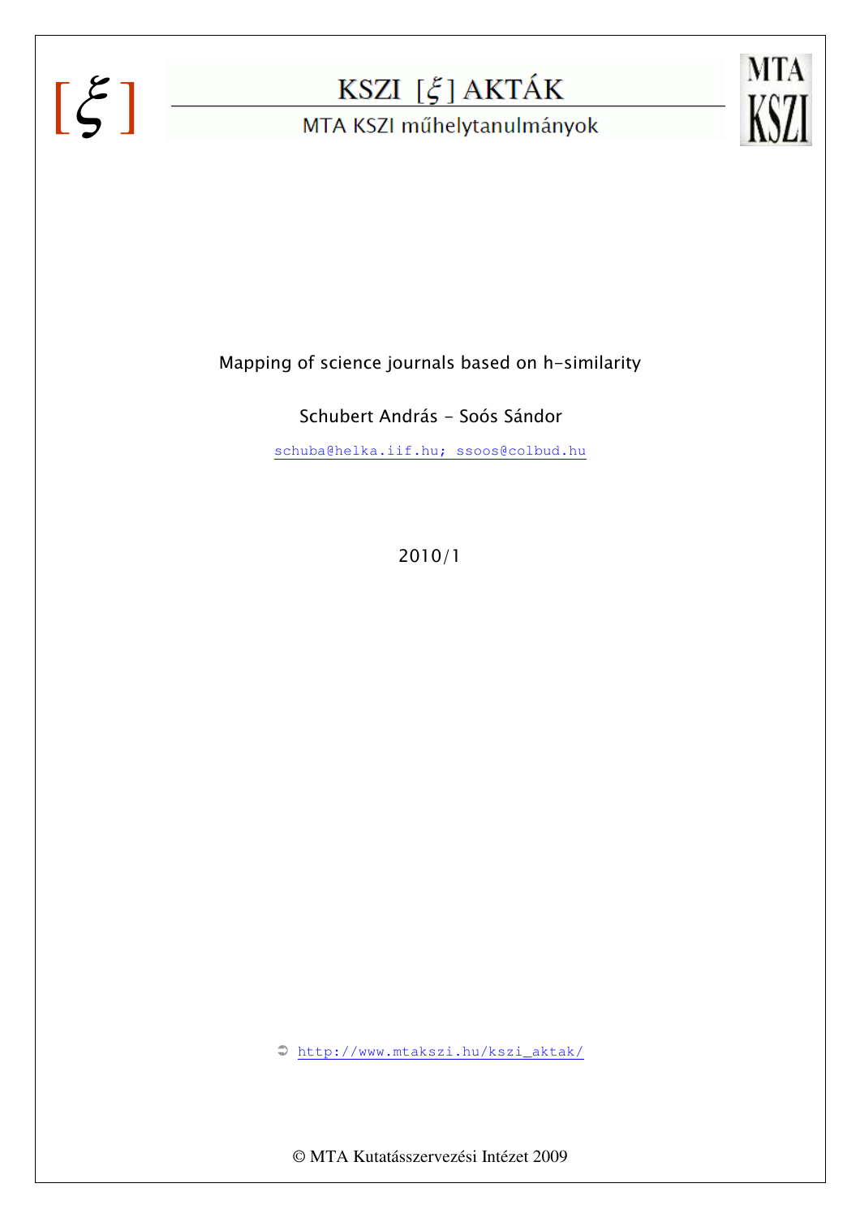KSZI [ξ] AKTÁK

MTA KSZI műhelytanulmányok

# Mapping of science journals based on h-similarity

Schubert András - Soós Sándor

schuba@helka.iif.hu; ssoos@colbud.hu

2010/1

http://www.mtakszi.hu/kszi_aktak/

© MTA Kutatásszervezési Intézet 2009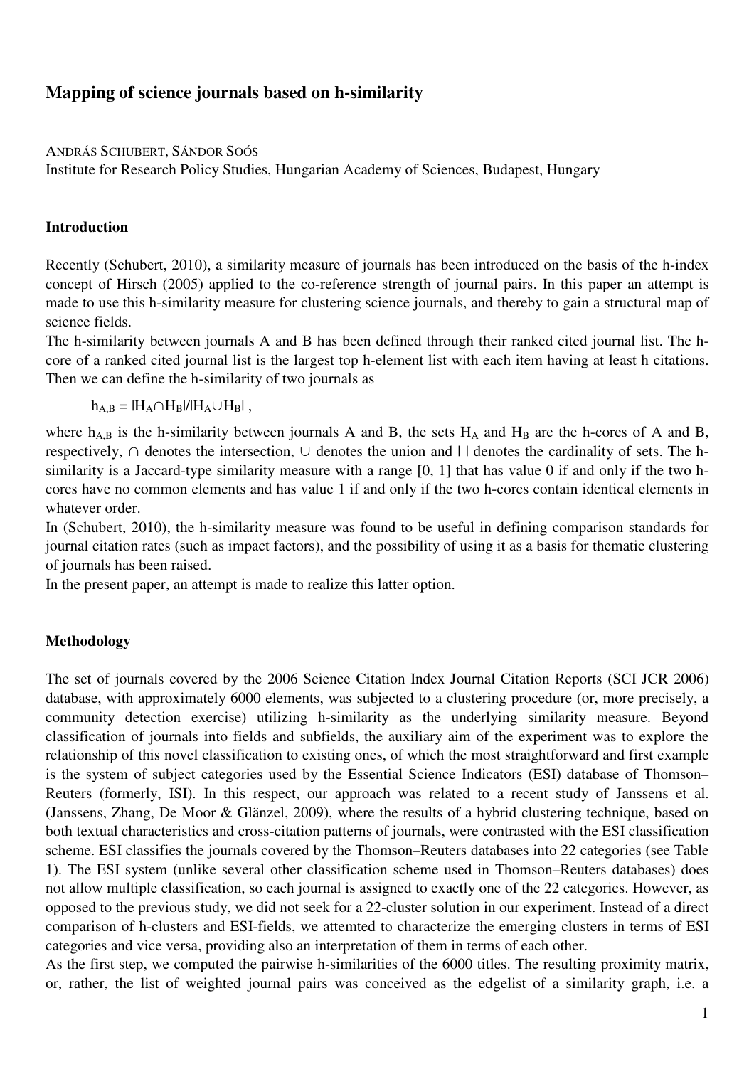# Mapping of science journals based on h-similarity

ANDRÁS SCHUBERT, SÁNDOR SOÓS

Institute for Research Policy Studies, Hungarian Academy of Sciences, Budapest, Hungary

## Introduction

Recently (Schubert, 2010), a similarity measure of journals has been introduced on the basis of the h-index concept of Hirsch (2005) applied to the co-reference strength of journal pairs. In this paper an attempt is made to use this h-similarity measure for clustering science journals, and thereby to gain a structural map of science fields.

The h-similarity between journals A and B has been defined through their ranked cited journal list. The h-core of a ranked cited journal list is the largest top h-element list with each item having at least h citations. Then we can define the h-similarity of two journals as

$$h_{A,B} = |H_A \cap H_B| / |H_A \cup H_B| ,$$

where $h_{A,B}$ is the h-similarity between journals A and B, the sets $H_A$ and $H_B$ are the h-cores of A and B, respectively, $\cap$ denotes the intersection, $\cup$ denotes the union and | | denotes the cardinality of sets. The h-similarity is a Jaccard-type similarity measure with a range [0, 1] that has value 0 if and only if the two h-cores have no common elements and has value 1 if and only if the two h-cores contain identical elements in whatever order.

In (Schubert, 2010), the h-similarity measure was found to be useful in defining comparison standards for journal citation rates (such as impact factors), and the possibility of using it as a basis for thematic clustering of journals has been raised.

In the present paper, an attempt is made to realize this latter option.

## Methodology

The set of journals covered by the 2006 Science Citation Index Journal Citation Reports (SCI JCR 2006) database, with approximately 6000 elements, was subjected to a clustering procedure (or, more precisely, a community detection exercise) utilizing h-similarity as the underlying similarity measure. Beyond classification of journals into fields and subfields, the auxiliary aim of the experiment was to explore the relationship of this novel classification to existing ones, of which the most straightforward and first example is the system of subject categories used by the Essential Science Indicators (ESI) database of Thomson–Reuters (formerly, ISI). In this respect, our approach was related to a recent study of Janssens et al. (Janssens, Zhang, De Moor & Glänzel, 2009), where the results of a hybrid clustering technique, based on both textual characteristics and cross-citation patterns of journals, were contrasted with the ESI classification scheme. ESI classifies the journals covered by the Thomson–Reuters databases into 22 categories (see Table 1). The ESI system (unlike several other classification scheme used in Thomson–Reuters databases) does not allow multiple classification, so each journal is assigned to exactly one of the 22 categories. However, as opposed to the previous study, we did not seek for a 22-cluster solution in our experiment. Instead of a direct comparison of h-clusters and ESI-fields, we attemted to characterize the emerging clusters in terms of ESI categories and vice versa, providing also an interpretation of them in terms of each other.

As the first step, we computed the pairwise h-similarities of the 6000 titles. The resulting proximity matrix, or, rather, the list of weighted journal pairs was conceived as the edgelist of a similarity graph, i.e. a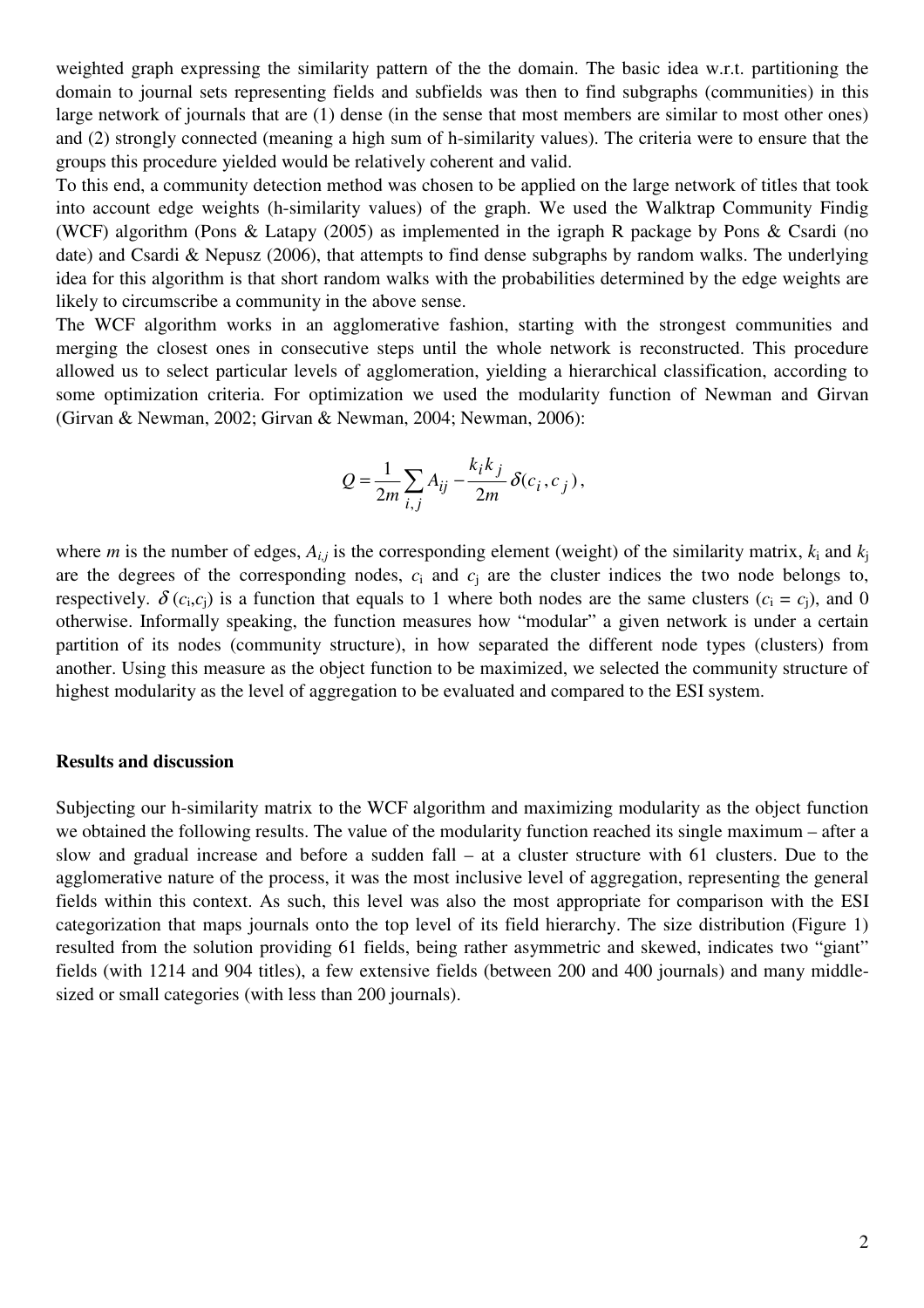weighted graph expressing the similarity pattern of the the domain. The basic idea w.r.t. partitioning the domain to journal sets representing fields and subfields was then to find subgraphs (communities) in this large network of journals that are (1) dense (in the sense that most members are similar to most other ones) and (2) strongly connected (meaning a high sum of h-similarity values). The criteria were to ensure that the groups this procedure yielded would be relatively coherent and valid.

To this end, a community detection method was chosen to be applied on the large network of titles that took into account edge weights (h-similarity values) of the graph. We used the Walktrap Community Findig (WCF) algorithm (Pons & Latapy (2005) as implemented in the igraph R package by Pons & Csardi (no date) and Csardi & Nepusz (2006), that attempts to find dense subgraphs by random walks. The underlying idea for this algorithm is that short random walks with the probabilities determined by the edge weights are likely to circumscribe a community in the above sense.

The WCF algorithm works in an agglomerative fashion, starting with the strongest communities and merging the closest ones in consecutive steps until the whole network is reconstructed. This procedure allowed us to select particular levels of agglomeration, yielding a hierarchical classification, according to some optimization criteria. For optimization we used the modularity function of Newman and Girvan (Girvan & Newman, 2002; Girvan & Newman, 2004; Newman, 2006):

$$Q = \frac{1}{2m}\sum_{i,j} A_{ij} - \frac{k_i k_j}{2m}\delta(c_i, c_j),$$

where $m$ is the number of edges, $A_{i,j}$ is the corresponding element (weight) of the similarity matrix, $k_i$ and $k_j$ are the degrees of the corresponding nodes, $c_i$ and $c_j$ are the cluster indices the two node belongs to, respectively. $\delta(c_i,c_j)$ is a function that equals to 1 where both nodes are the same clusters ($c_i = c_j$), and 0 otherwise. Informally speaking, the function measures how "modular" a given network is under a certain partition of its nodes (community structure), in how separated the different node types (clusters) from another. Using this measure as the object function to be maximized, we selected the community structure of highest modularity as the level of aggregation to be evaluated and compared to the ESI system.

## Results and discussion

Subjecting our h-similarity matrix to the WCF algorithm and maximizing modularity as the object function we obtained the following results. The value of the modularity function reached its single maximum – after a slow and gradual increase and before a sudden fall – at a cluster structure with 61 clusters. Due to the agglomerative nature of the process, it was the most inclusive level of aggregation, representing the general fields within this context. As such, this level was also the most appropriate for comparison with the ESI categorization that maps journals onto the top level of its field hierarchy. The size distribution (Figure 1) resulted from the solution providing 61 fields, being rather asymmetric and skewed, indicates two "giant" fields (with 1214 and 904 titles), a few extensive fields (between 200 and 400 journals) and many middle-sized or small categories (with less than 200 journals).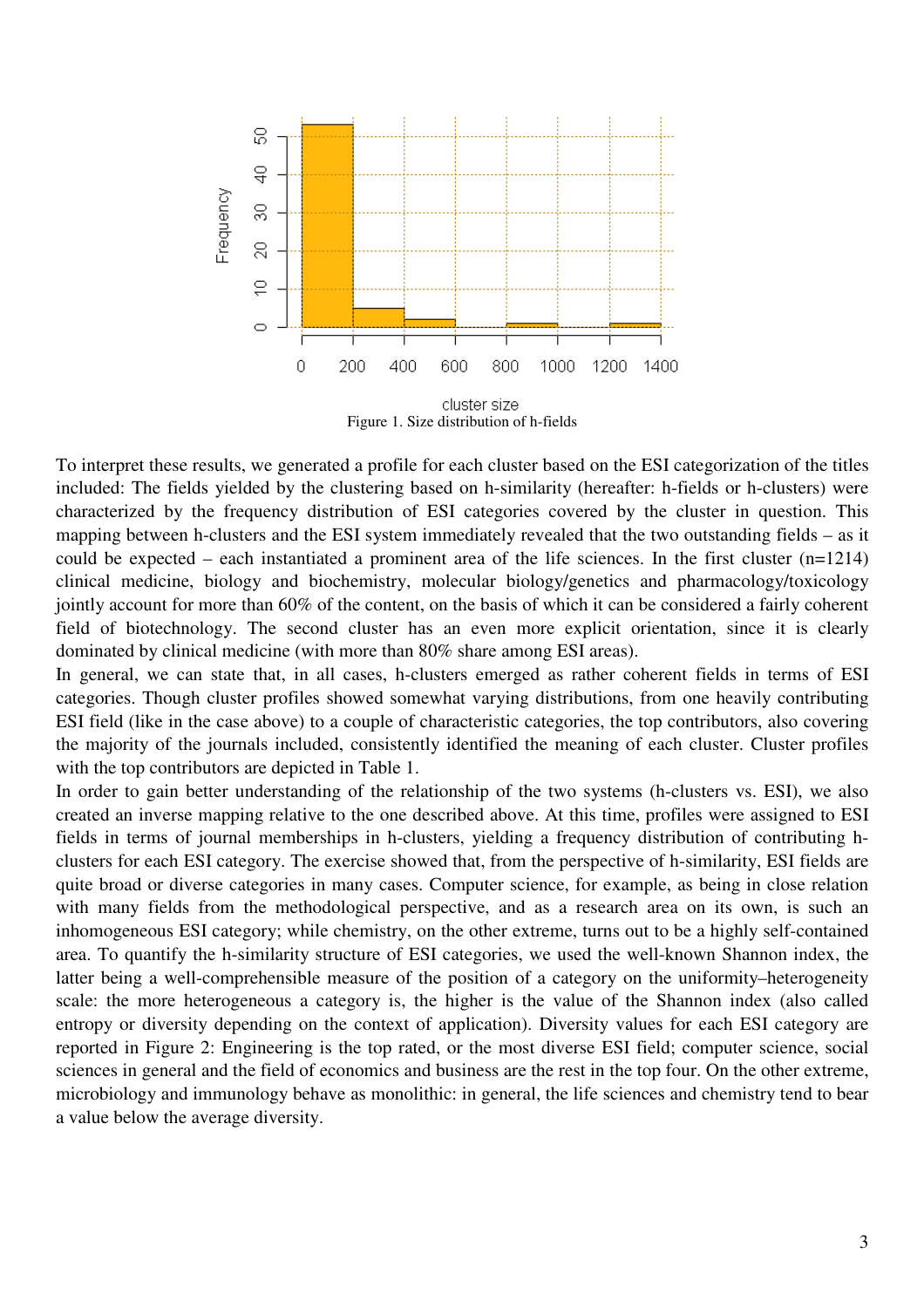Figure 1. Size distribution of h-fields

To interpret these results, we generated a profile for each cluster based on the ESI categorization of the titles included: The fields yielded by the clustering based on h-similarity (hereafter: h-fields or h-clusters) were characterized by the frequency distribution of ESI categories covered by the cluster in question. This mapping between h-clusters and the ESI system immediately revealed that the two outstanding fields – as it could be expected – each instantiated a prominent area of the life sciences. In the first cluster (n=1214) clinical medicine, biology and biochemistry, molecular biology/genetics and pharmacology/toxicology jointly account for more than 60% of the content, on the basis of which it can be considered a fairly coherent field of biotechnology. The second cluster has an even more explicit orientation, since it is clearly dominated by clinical medicine (with more than 80% share among ESI areas).

In general, we can state that, in all cases, h-clusters emerged as rather coherent fields in terms of ESI categories. Though cluster profiles showed somewhat varying distributions, from one heavily contributing ESI field (like in the case above) to a couple of characteristic categories, the top contributors, also covering the majority of the journals included, consistently identified the meaning of each cluster. Cluster profiles with the top contributors are depicted in Table 1.

In order to gain better understanding of the relationship of the two systems (h-clusters vs. ESI), we also created an inverse mapping relative to the one described above. At this time, profiles were assigned to ESI fields in terms of journal memberships in h-clusters, yielding a frequency distribution of contributing h-clusters for each ESI category. The exercise showed that, from the perspective of h-similarity, ESI fields are quite broad or diverse categories in many cases. Computer science, for example, as being in close relation with many fields from the methodological perspective, and as a research area on its own, is such an inhomogeneous ESI category; while chemistry, on the other extreme, turns out to be a highly self-contained area. To quantify the h-similarity structure of ESI categories, we used the well-known Shannon index, the latter being a well-comprehensible measure of the position of a category on the uniformity–heterogeneity scale: the more heterogeneous a category is, the higher is the value of the Shannon index (also called entropy or diversity depending on the context of application). Diversity values for each ESI category are reported in Figure 2: Engineering is the top rated, or the most diverse ESI field; computer science, social sciences in general and the field of economics and business are the rest in the top four. On the other extreme, microbiology and immunology behave as monolithic: in general, the life sciences and chemistry tend to bear a value below the average diversity.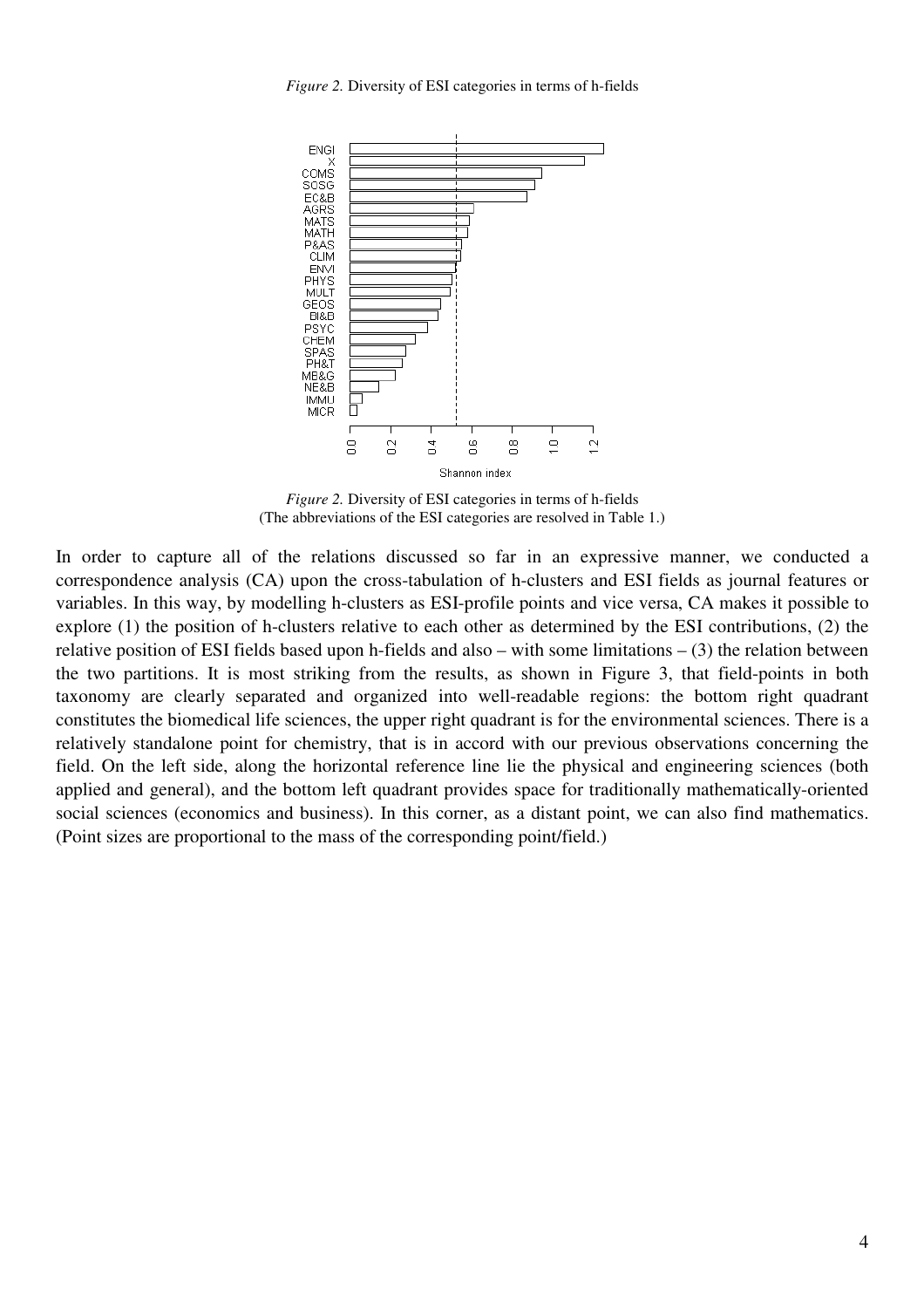*Figure 2.* Diversity of ESI categories in terms of h-fields

*Figure 2.* Diversity of ESI categories in terms of h-fields
(The abbreviations of the ESI categories are resolved in Table 1.)

In order to capture all of the relations discussed so far in an expressive manner, we conducted a correspondence analysis (CA) upon the cross-tabulation of h-clusters and ESI fields as journal features or variables. In this way, by modelling h-clusters as ESI-profile points and vice versa, CA makes it possible to explore (1) the position of h-clusters relative to each other as determined by the ESI contributions, (2) the relative position of ESI fields based upon h-fields and also – with some limitations – (3) the relation between the two partitions. It is most striking from the results, as shown in Figure 3, that field-points in both taxonomy are clearly separated and organized into well-readable regions: the bottom right quadrant constitutes the biomedical life sciences, the upper right quadrant is for the environmental sciences. There is a relatively standalone point for chemistry, that is in accord with our previous observations concerning the field. On the left side, along the horizontal reference line lie the physical and engineering sciences (both applied and general), and the bottom left quadrant provides space for traditionally mathematically-oriented social sciences (economics and business). In this corner, as a distant point, we can also find mathematics. (Point sizes are proportional to the mass of the corresponding point/field.)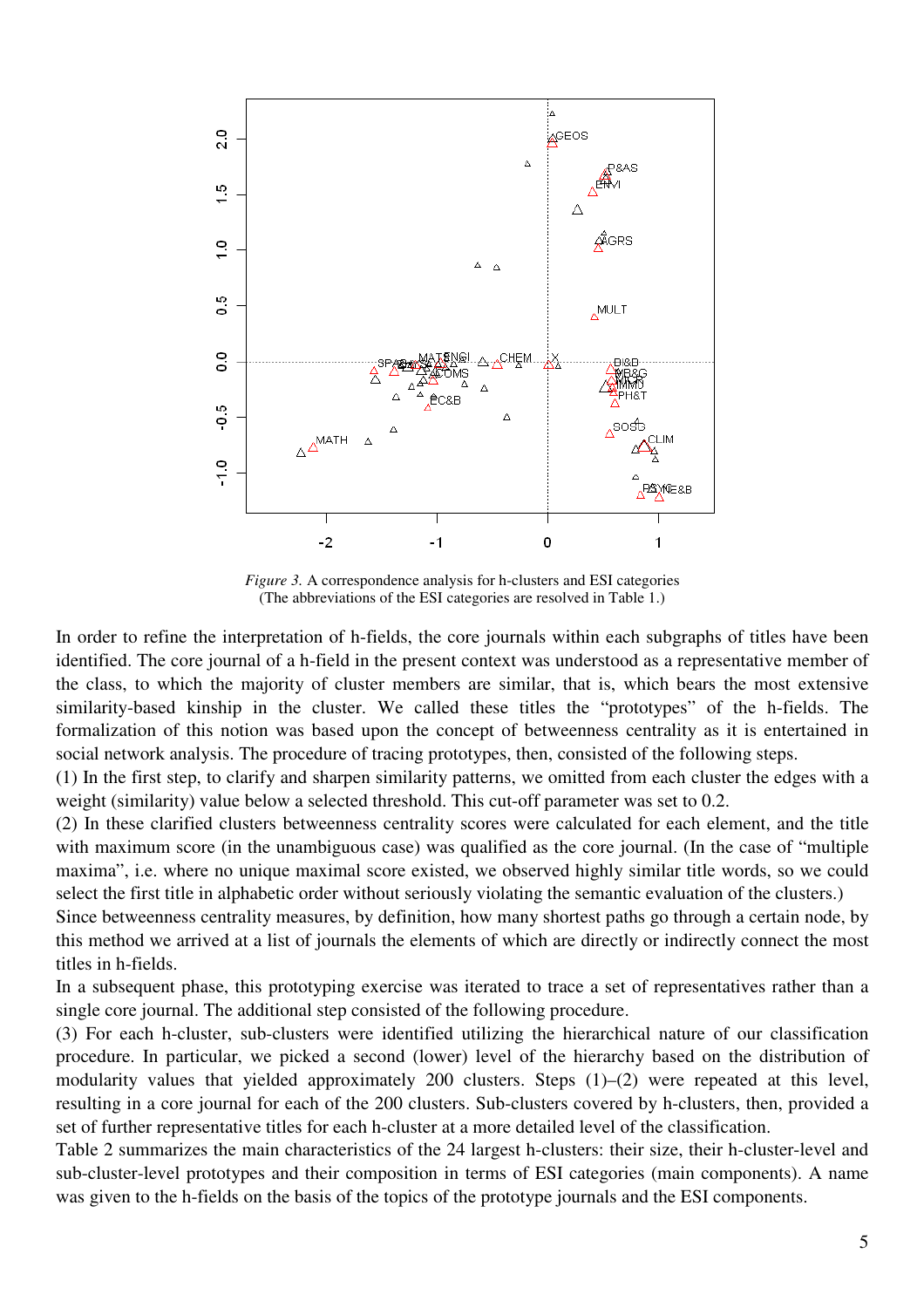*Figure 3.* A correspondence analysis for h-clusters and ESI categories (The abbreviations of the ESI categories are resolved in Table 1.)

In order to refine the interpretation of h-fields, the core journals within each subgraphs of titles have been identified. The core journal of a h-field in the present context was understood as a representative member of the class, to which the majority of cluster members are similar, that is, which bears the most extensive similarity-based kinship in the cluster. We called these titles the "prototypes" of the h-fields. The formalization of this notion was based upon the concept of betweenness centrality as it is entertained in social network analysis. The procedure of tracing prototypes, then, consisted of the following steps.

(1) In the first step, to clarify and sharpen similarity patterns, we omitted from each cluster the edges with a weight (similarity) value below a selected threshold. This cut-off parameter was set to 0.2.

(2) In these clarified clusters betweenness centrality scores were calculated for each element, and the title with maximum score (in the unambiguous case) was qualified as the core journal. (In the case of "multiple maxima", i.e. where no unique maximal score existed, we observed highly similar title words, so we could select the first title in alphabetic order without seriously violating the semantic evaluation of the clusters.)

Since betweenness centrality measures, by definition, how many shortest paths go through a certain node, by this method we arrived at a list of journals the elements of which are directly or indirectly connect the most titles in h-fields.

In a subsequent phase, this prototyping exercise was iterated to trace a set of representatives rather than a single core journal. The additional step consisted of the following procedure.

(3) For each h-cluster, sub-clusters were identified utilizing the hierarchical nature of our classification procedure. In particular, we picked a second (lower) level of the hierarchy based on the distribution of modularity values that yielded approximately 200 clusters. Steps (1)–(2) were repeated at this level, resulting in a core journal for each of the 200 clusters. Sub-clusters covered by h-clusters, then, provided a set of further representative titles for each h-cluster at a more detailed level of the classification.

Table 2 summarizes the main characteristics of the 24 largest h-clusters: their size, their h-cluster-level and sub-cluster-level prototypes and their composition in terms of ESI categories (main components). A name was given to the h-fields on the basis of the topics of the prototype journals and the ESI components.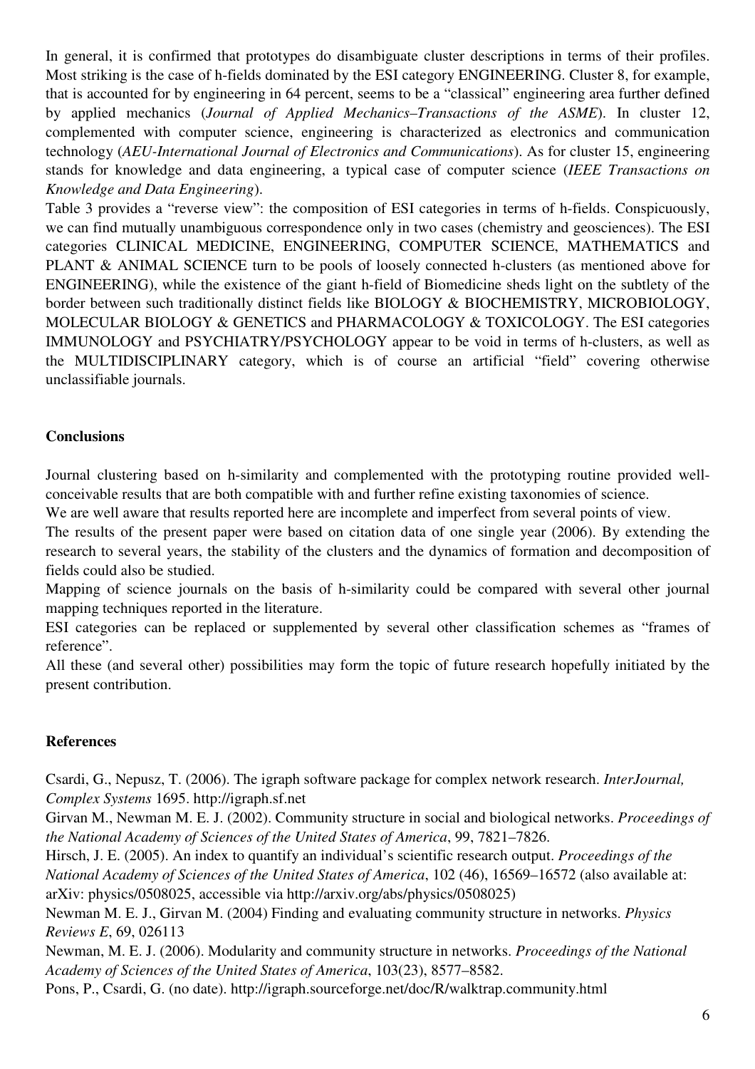In general, it is confirmed that prototypes do disambiguate cluster descriptions in terms of their profiles. Most striking is the case of h-fields dominated by the ESI category ENGINEERING. Cluster 8, for example, that is accounted for by engineering in 64 percent, seems to be a "classical" engineering area further defined by applied mechanics (*Journal of Applied Mechanics–Transactions of the ASME*). In cluster 12, complemented with computer science, engineering is characterized as electronics and communication technology (*AEU-International Journal of Electronics and Communications*). As for cluster 15, engineering stands for knowledge and data engineering, a typical case of computer science (*IEEE Transactions on Knowledge and Data Engineering*).

Table 3 provides a "reverse view": the composition of ESI categories in terms of h-fields. Conspicuously, we can find mutually unambiguous correspondence only in two cases (chemistry and geosciences). The ESI categories CLINICAL MEDICINE, ENGINEERING, COMPUTER SCIENCE, MATHEMATICS and PLANT & ANIMAL SCIENCE turn to be pools of loosely connected h-clusters (as mentioned above for ENGINEERING), while the existence of the giant h-field of Biomedicine sheds light on the subtlety of the border between such traditionally distinct fields like BIOLOGY & BIOCHEMISTRY, MICROBIOLOGY, MOLECULAR BIOLOGY & GENETICS and PHARMACOLOGY & TOXICOLOGY. The ESI categories IMMUNOLOGY and PSYCHIATRY/PSYCHOLOGY appear to be void in terms of h-clusters, as well as the MULTIDISCIPLINARY category, which is of course an artificial "field" covering otherwise unclassifiable journals.

## Conclusions

Journal clustering based on h-similarity and complemented with the prototyping routine provided well-conceivable results that are both compatible with and further refine existing taxonomies of science.

We are well aware that results reported here are incomplete and imperfect from several points of view.

The results of the present paper were based on citation data of one single year (2006). By extending the research to several years, the stability of the clusters and the dynamics of formation and decomposition of fields could also be studied.

Mapping of science journals on the basis of h-similarity could be compared with several other journal mapping techniques reported in the literature.

ESI categories can be replaced or supplemented by several other classification schemes as "frames of reference".

All these (and several other) possibilities may form the topic of future research hopefully initiated by the present contribution.

## References

Csardi, G., Nepusz, T. (2006). The igraph software package for complex network research. *InterJournal, Complex Systems* 1695. http://igraph.sf.net

Girvan M., Newman M. E. J. (2002). Community structure in social and biological networks. *Proceedings of the National Academy of Sciences of the United States of America*, 99, 7821–7826.

Hirsch, J. E. (2005). An index to quantify an individual's scientific research output. *Proceedings of the National Academy of Sciences of the United States of America*, 102 (46), 16569–16572 (also available at: arXiv: physics/0508025, accessible via http://arxiv.org/abs/physics/0508025)

Newman M. E. J., Girvan M. (2004) Finding and evaluating community structure in networks. *Physics Reviews E*, 69, 026113

Newman, M. E. J. (2006). Modularity and community structure in networks. *Proceedings of the National Academy of Sciences of the United States of America*, 103(23), 8577–8582.

Pons, P., Csardi, G. (no date). http://igraph.sourceforge.net/doc/R/walktrap.community.html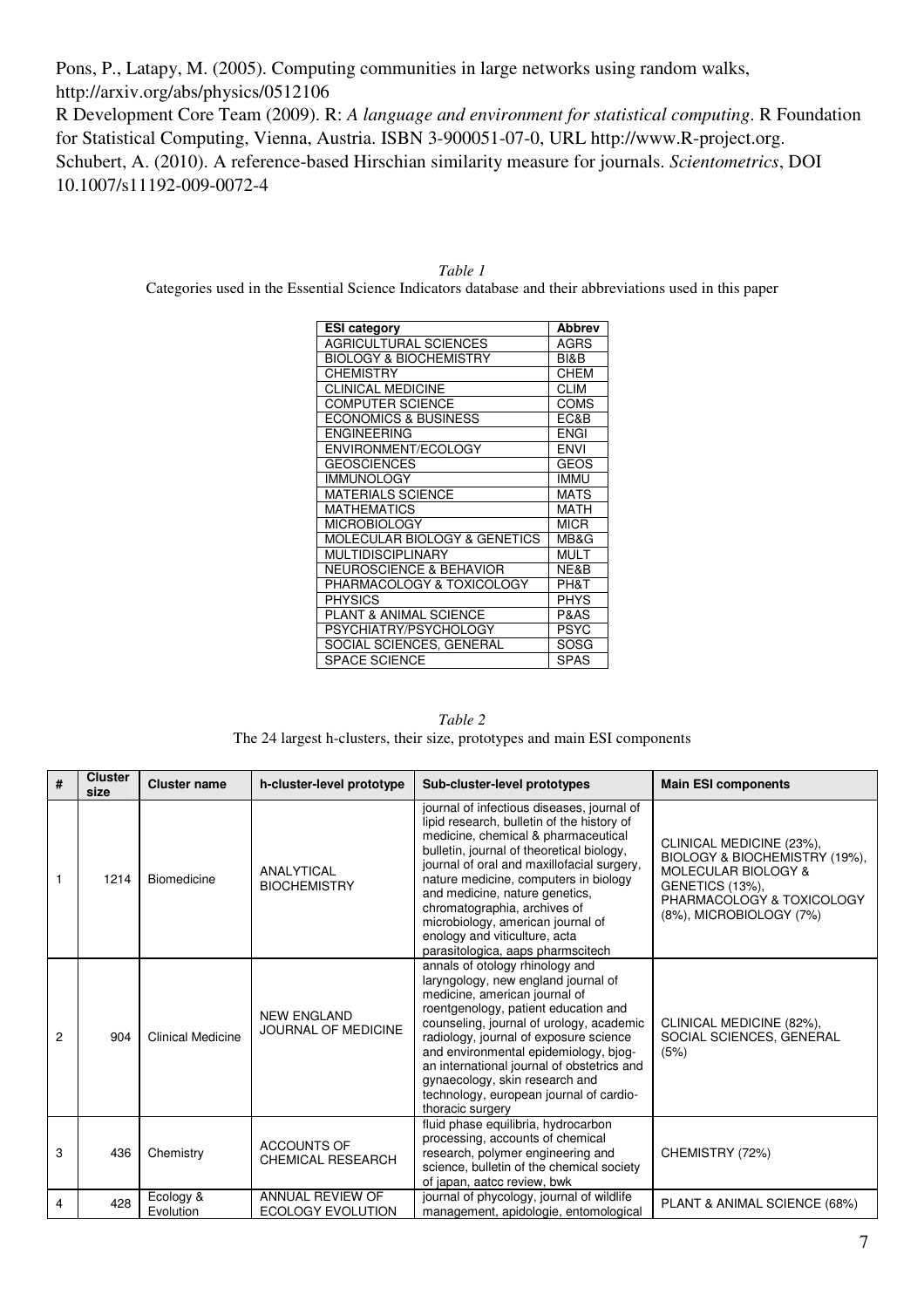Pons, P., Latapy, M. (2005). Computing communities in large networks using random walks, http://arxiv.org/abs/physics/0512106

R Development Core Team (2009). R: *A language and environment for statistical computing*. R Foundation for Statistical Computing, Vienna, Austria. ISBN 3-900051-07-0, URL http://www.R-project.org.

Schubert, A. (2010). A reference-based Hirschian similarity measure for journals. *Scientometrics*, DOI 10.1007/s11192-009-0072-4

*Table 1*

Categories used in the Essential Science Indicators database and their abbreviations used in this paper

| ESI category | Abbrev |
|---|---|
| AGRICULTURAL SCIENCES | AGRS |
| BIOLOGY & BIOCHEMISTRY | BI&B |
| CHEMISTRY | CHEM |
| CLINICAL MEDICINE | CLIM |
| COMPUTER SCIENCE | COMS |
| ECONOMICS & BUSINESS | EC&B |
| ENGINEERING | ENGI |
| ENVIRONMENT/ECOLOGY | ENVI |
| GEOSCIENCES | GEOS |
| IMMUNOLOGY | IMMU |
| MATERIALS SCIENCE | MATS |
| MATHEMATICS | MATH |
| MICROBIOLOGY | MICR |
| MOLECULAR BIOLOGY & GENETICS | MB&G |
| MULTIDISCIPLINARY | MULT |
| NEUROSCIENCE & BEHAVIOR | NE&B |
| PHARMACOLOGY & TOXICOLOGY | PH&T |
| PHYSICS | PHYS |
| PLANT & ANIMAL SCIENCE | P&AS |
| PSYCHIATRY/PSYCHOLOGY | PSYC |
| SOCIAL SCIENCES, GENERAL | SOSG |
| SPACE SCIENCE | SPAS |

*Table 2*

The 24 largest h-clusters, their size, prototypes and main ESI components

| # | Cluster size | Cluster name | h-cluster-level prototype | Sub-cluster-level prototypes | Main ESI components |
|---|---|---|---|---|---|
| 1 | 1214 | Biomedicine | ANALYTICAL BIOCHEMISTRY | journal of infectious diseases, journal of lipid research, bulletin of the history of medicine, chemical & pharmaceutical bulletin, journal of theoretical biology, journal of oral and maxillofacial surgery, nature medicine, computers in biology and medicine, nature genetics, chromatographia, archives of microbiology, american journal of enology and viticulture, acta parasitologica, aaps pharmscitech | CLINICAL MEDICINE (23%), BIOLOGY & BIOCHEMISTRY (19%), MOLECULAR BIOLOGY & GENETICS (13%), PHARMACOLOGY & TOXICOLOGY (8%), MICROBIOLOGY (7%) |
| 2 | 904 | Clinical Medicine | NEW ENGLAND JOURNAL OF MEDICINE | annals of otology rhinology and laryngology, new england journal of medicine, american journal of roentgenology, patient education and counseling, journal of urology, academic radiology, journal of exposure science and environmental epidemiology, bjog-an international journal of obstetrics and gynaecology, skin research and technology, european journal of cardio-thoracic surgery | CLINICAL MEDICINE (82%), SOCIAL SCIENCES, GENERAL (5%) |
| 3 | 436 | Chemistry | ACCOUNTS OF CHEMICAL RESEARCH | fluid phase equilibria, hydrocarbon processing, accounts of chemical research, polymer engineering and science, bulletin of the chemical society of japan, aatcc review, bwk | CHEMISTRY (72%) |
| 4 | 428 | Ecology & Evolution | ANNUAL REVIEW OF ECOLOGY EVOLUTION | journal of phycology, journal of wildlife management, apidologie, entomological | PLANT & ANIMAL SCIENCE (68%) |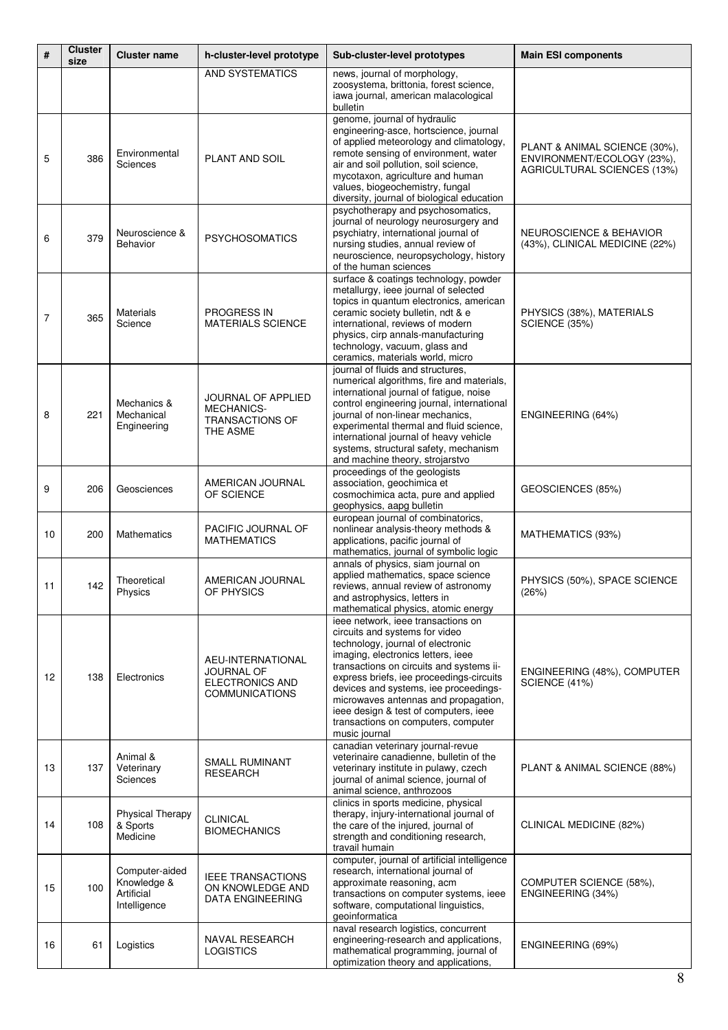| # | Cluster size | Cluster name | h-cluster-level prototype | Sub-cluster-level prototypes | Main ESI components |
|---|---|---|---|---|---|
| | | | AND SYSTEMATICS | news, journal of morphology, zoosystema, brittonia, forest science, iawa journal, american malacological bulletin | |
| 5 | 386 | Environmental Sciences | PLANT AND SOIL | genome, journal of hydraulic engineering-asce, hortscience, journal of applied meteorology and climatology, remote sensing of environment, water air and soil pollution, soil science, mycotaxon, agriculture and human values, biogeochemistry, fungal diversity, journal of biological education | PLANT & ANIMAL SCIENCE (30%), ENVIRONMENT/ECOLOGY (23%), AGRICULTURAL SCIENCES (13%) |
| 6 | 379 | Neuroscience & Behavior | PSYCHOSOMATICS | psychotherapy and psychosomatics, journal of neurology neurosurgery and psychiatry, international journal of nursing studies, annual review of neuroscience, neuropsychology, history of the human sciences | NEUROSCIENCE & BEHAVIOR (43%), CLINICAL MEDICINE (22%) |
| 7 | 365 | Materials Science | PROGRESS IN MATERIALS SCIENCE | surface & coatings technology, powder metallurgy, ieee journal of selected topics in quantum electronics, american ceramic society bulletin, ndt & e international, reviews of modern physics, cirp annals-manufacturing technology, vacuum, glass and ceramics, materials world, micro | PHYSICS (38%), MATERIALS SCIENCE (35%) |
| 8 | 221 | Mechanics & Mechanical Engineering | JOURNAL OF APPLIED MECHANICS-TRANSACTIONS OF THE ASME | journal of fluids and structures, numerical algorithms, fire and materials, international journal of fatigue, noise control engineering journal, international journal of non-linear mechanics, experimental thermal and fluid science, international journal of heavy vehicle systems, structural safety, mechanism and machine theory, strojarstvo | ENGINEERING (64%) |
| 9 | 206 | Geosciences | AMERICAN JOURNAL OF SCIENCE | proceedings of the geologists association, geochimica et cosmochimica acta, pure and applied geophysics, aapg bulletin | GEOSCIENCES (85%) |
| 10 | 200 | Mathematics | PACIFIC JOURNAL OF MATHEMATICS | european journal of combinatorics, nonlinear analysis-theory methods & applications, pacific journal of mathematics, journal of symbolic logic | MATHEMATICS (93%) |
| 11 | 142 | Theoretical Physics | AMERICAN JOURNAL OF PHYSICS | annals of physics, siam journal on applied mathematics, space science reviews, annual review of astronomy and astrophysics, letters in mathematical physics, atomic energy | PHYSICS (50%), SPACE SCIENCE (26%) |
| 12 | 138 | Electronics | AEU-INTERNATIONAL JOURNAL OF ELECTRONICS AND COMMUNICATIONS | ieee network, ieee transactions on circuits and systems for video technology, journal of electronic imaging, electronics letters, ieee transactions on circuits and systems ii-express briefs, iee proceedings-circuits devices and systems, iee proceedings-microwaves antennas and propagation, ieee design & test of computers, ieee transactions on computers, computer music journal | ENGINEERING (48%), COMPUTER SCIENCE (41%) |
| 13 | 137 | Animal & Veterinary Sciences | SMALL RUMINANT RESEARCH | canadian veterinary journal-revue veterinaire canadienne, bulletin of the veterinary institute in pulawy, czech journal of animal science, journal of animal science, anthrozoos | PLANT & ANIMAL SCIENCE (88%) |
| 14 | 108 | Physical Therapy & Sports Medicine | CLINICAL BIOMECHANICS | clinics in sports medicine, physical therapy, injury-international journal of the care of the injured, journal of strength and conditioning research, travail humain | CLINICAL MEDICINE (82%) |
| 15 | 100 | Computer-aided Knowledge & Artificial Intelligence | IEEE TRANSACTIONS ON KNOWLEDGE AND DATA ENGINEERING | computer, journal of artificial intelligence research, international journal of approximate reasoning, acm transactions on computer systems, ieee software, computational linguistics, geoinformatica | COMPUTER SCIENCE (58%), ENGINEERING (34%) |
| 16 | 61 | Logistics | NAVAL RESEARCH LOGISTICS | naval research logistics, concurrent engineering-research and applications, mathematical programming, journal of optimization theory and applications, | ENGINEERING (69%) |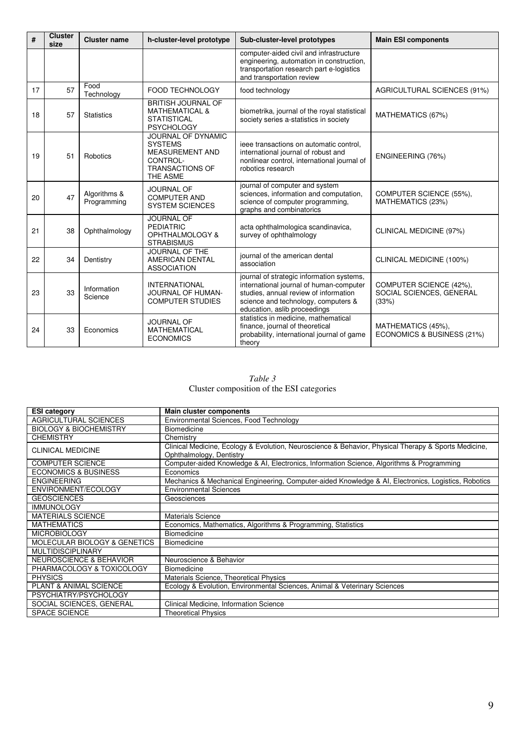| # | Cluster size | Cluster name | h-cluster-level prototype | Sub-cluster-level prototypes | Main ESI components |
|---|---|---|---|---|---|
| | | | | computer-aided civil and infrastructure engineering, automation in construction, transportation research part e-logistics and transportation review | |
| 17 | 57 | Food Technology | FOOD TECHNOLOGY | food technology | AGRICULTURAL SCIENCES (91%) |
| 18 | 57 | Statistics | BRITISH JOURNAL OF MATHEMATICAL & STATISTICAL PSYCHOLOGY | biometrika, journal of the royal statistical society series a-statistics in society | MATHEMATICS (67%) |
| 19 | 51 | Robotics | JOURNAL OF DYNAMIC SYSTEMS MEASUREMENT AND CONTROL-TRANSACTIONS OF THE ASME | ieee transactions on automatic control, international journal of robust and nonlinear control, international journal of robotics research | ENGINEERING (76%) |
| 20 | 47 | Algorithms & Programming | JOURNAL OF COMPUTER AND SYSTEM SCIENCES | journal of computer and system sciences, information and computation, science of computer programming, graphs and combinatorics | COMPUTER SCIENCE (55%), MATHEMATICS (23%) |
| 21 | 38 | Ophthalmology | JOURNAL OF PEDIATRIC OPHTHALMOLOGY & STRABISMUS | acta ophthalmologica scandinavica, survey of ophthalmology | CLINICAL MEDICINE (97%) |
| 22 | 34 | Dentistry | JOURNAL OF THE AMERICAN DENTAL ASSOCIATION | journal of the american dental association | CLINICAL MEDICINE (100%) |
| 23 | 33 | Information Science | INTERNATIONAL JOURNAL OF HUMAN-COMPUTER STUDIES | journal of strategic information systems, international journal of human-computer studies, annual review of information science and technology, computers & education, aslib proceedings | COMPUTER SCIENCE (42%), SOCIAL SCIENCES, GENERAL (33%) |
| 24 | 33 | Economics | JOURNAL OF MATHEMATICAL ECONOMICS | statistics in medicine, mathematical finance, journal of theoretical probability, international journal of game theory | MATHEMATICS (45%), ECONOMICS & BUSINESS (21%) |

*Table 3*
Cluster composition of the ESI categories

| ESI category | Main cluster components |
|---|---|
| AGRICULTURAL SCIENCES | Environmental Sciences, Food Technology |
| BIOLOGY & BIOCHEMISTRY | Biomedicine |
| CHEMISTRY | Chemistry |
| CLINICAL MEDICINE | Clinical Medicine, Ecology & Evolution, Neuroscience & Behavior, Physical Therapy & Sports Medicine, Ophthalmology, Dentistry |
| COMPUTER SCIENCE | Computer-aided Knowledge & AI, Electronics, Information Science, Algorithms & Programming |
| ECONOMICS & BUSINESS | Economics |
| ENGINEERING | Mechanics & Mechanical Engineering, Computer-aided Knowledge & AI, Electronics, Logistics, Robotics |
| ENVIRONMENT/ECOLOGY | Environmental Sciences |
| GEOSCIENCES | Geosciences |
| IMMUNOLOGY | |
| MATERIALS SCIENCE | Materials Science |
| MATHEMATICS | Economics, Mathematics, Algorithms & Programming, Statistics |
| MICROBIOLOGY | Biomedicine |
| MOLECULAR BIOLOGY & GENETICS | Biomedicine |
| MULTIDISCIPLINARY | |
| NEUROSCIENCE & BEHAVIOR | Neuroscience & Behavior |
| PHARMACOLOGY & TOXICOLOGY | Biomedicine |
| PHYSICS | Materials Science, Theoretical Physics |
| PLANT & ANIMAL SCIENCE | Ecology & Evolution, Environmental Sciences, Animal & Veterinary Sciences |
| PSYCHIATRY/PSYCHOLOGY | |
| SOCIAL SCIENCES, GENERAL | Clinical Medicine, Information Science |
| SPACE SCIENCE | Theoretical Physics |